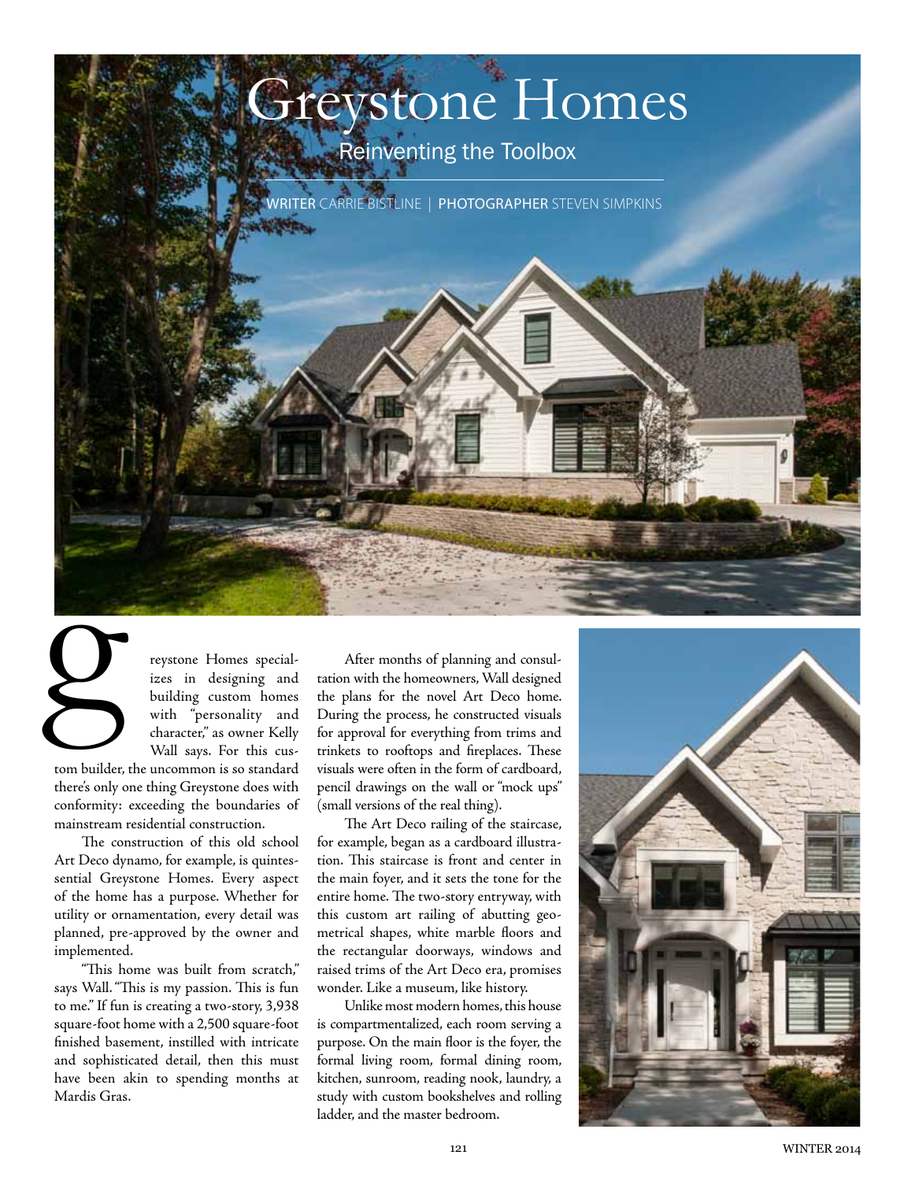# Greystone Homes

## Reinventing the Toolbox

WRITER CARRIE BISTLINE | PHOTOGRAPHER STEVEN SIMPKINS

Greystone Homes specializes in designing and building custom homes with "personality and character," as owner Kelly Wall says. For this custom builder, the uncommon is so standard there's only one thing Greystone does with conformity: exceeding the boundaries of mainstream residential construction.

The construction of this old school Art Deco dynamo, for example, is quintessential Greystone Homes. Every aspect of the home has a purpose. Whether for utility or ornamentation, every detail was planned, pre-approved by the owner and implemented.

"This home was built from scratch," says Wall. "This is my passion. This is fun to me." If fun is creating a two-story, 3,938 square-foot home with a 2,500 square-foot finished basement, instilled with intricate and sophisticated detail, then this must have been akin to spending months at Mardis Gras.

After months of planning and consultation with the homeowners, Wall designed the plans for the novel Art Deco home. During the process, he constructed visuals for approval for everything from trims and trinkets to rooftops and fireplaces. These visuals were often in the form of cardboard, pencil drawings on the wall or "mock ups" (small versions of the real thing).

The Art Deco railing of the staircase, for example, began as a cardboard illustration. This staircase is front and center in the main foyer, and it sets the tone for the entire home. The two-story entryway, with this custom art railing of abutting geometrical shapes, white marble floors and the rectangular doorways, windows and raised trims of the Art Deco era, promises wonder. Like a museum, like history.

Unlike most modern homes, this house is compartmentalized, each room serving a purpose. On the main floor is the foyer, the formal living room, formal dining room, kitchen, sunroom, reading nook, laundry, a study with custom bookshelves and rolling ladder, and the master bedroom.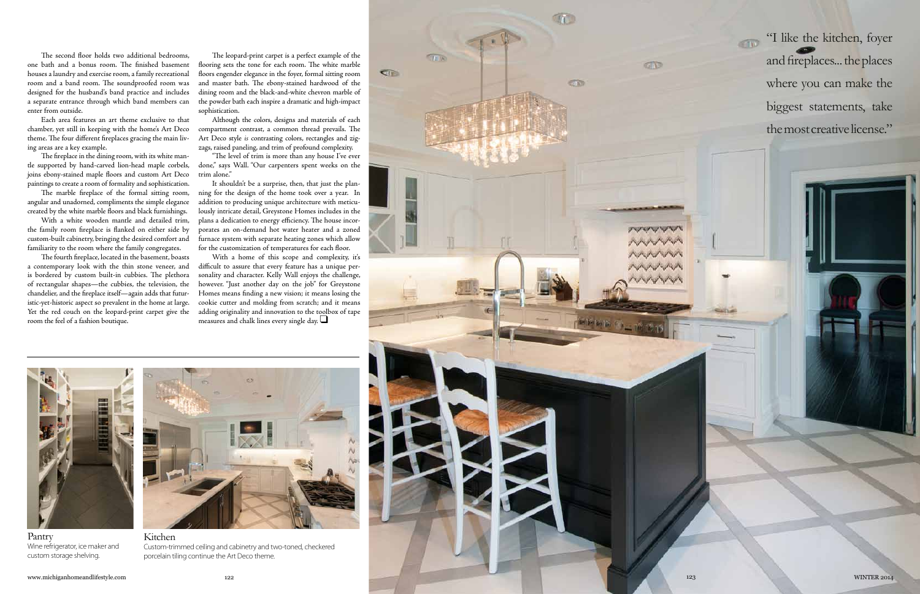The second floor holds two additional bedrooms, one bath and a bonus room. The finished basement houses a laundry and exercise room, a family recreational room and a band room. The soundproofed room was designed for the husband's band practice and includes a separate entrance through which band members can enter from outside.

Each area features an art theme exclusive to that chamber, yet still in keeping with the home's Art Deco theme. The four different fireplaces gracing the main living areas are a key example.

The fireplace in the dining room, with its white mantle supported by hand-carved lion-head maple corbels, joins ebony-stained maple floors and custom Art Deco paintings to create a room of formality and sophistication.

The marble fireplace of the formal sitting room, angular and unadorned, compliments the simple elegance created by the white marble floors and black furnishings.

With a white wooden mantle and detailed trim, the family room fireplace is flanked on either side by custom-built cabinetry, bringing the desired comfort and familiarity to the room where the family congregates.

The fourth fireplace, located in the basement, boasts a contemporary look with the thin stone veneer, and is bordered by custom built-in cubbies. The plethora of rectangular shapes—the cubbies, the television, the chandelier, and the fireplace itself—again adds that futuristic-yet-historic aspect so prevalent in the home at large. Yet the red couch on the leopard-print carpet give the room the feel of a fashion boutique.

The leopard-print carpet is a perfect example of the flooring sets the tone for each room. The white marble floors engender elegance in the foyer, formal sitting room and master bath. The ebony-stained hardwood of the dining room and the black-and-white chevron marble of the powder bath each inspire a dramatic and high-impact sophistication.

Although the colors, designs and materials of each compartment contrast, a common thread prevails. The Art Deco style *is* contrasting colors, rectangles and zig-zags, raised paneling, and trim of profound complexity.

"The level of trim is more than any house I've ever done," says Wall. "Our carpenters spent weeks on the trim alone."

It shouldn't be a surprise, then, that just the planning for the design of the home took over a year. In addition to producing unique architecture with meticulously intricate detail, Greystone Homes includes in the plans a dedication to energy efficiency. The house incorporates an on-demand hot water heater and a zoned furnace system with separate heating zones which allow for the customization of temperatures for each floor.

With a home of this scope and complexity, it's difficult to assure that every feature has a unique personality and character. Kelly Wall enjoys the challenge, however. "Just another day on the job" for Greystone Homes means finding a new vision; it means losing the cookie cutter and molding from scratch; and it means adding originality and innovation to the toolbox of tape measures and chalk lines every single day. ❑

Pantry
Wine refrigerator, ice maker and custom storage shelving.

Kitchen
Custom-trimmed ceiling and cabinetry and two-toned, checkered porcelain tiling continue the Art Deco theme.

"I like the kitchen, foyer and fireplaces... the places where you can make the biggest statements, take the most creative license."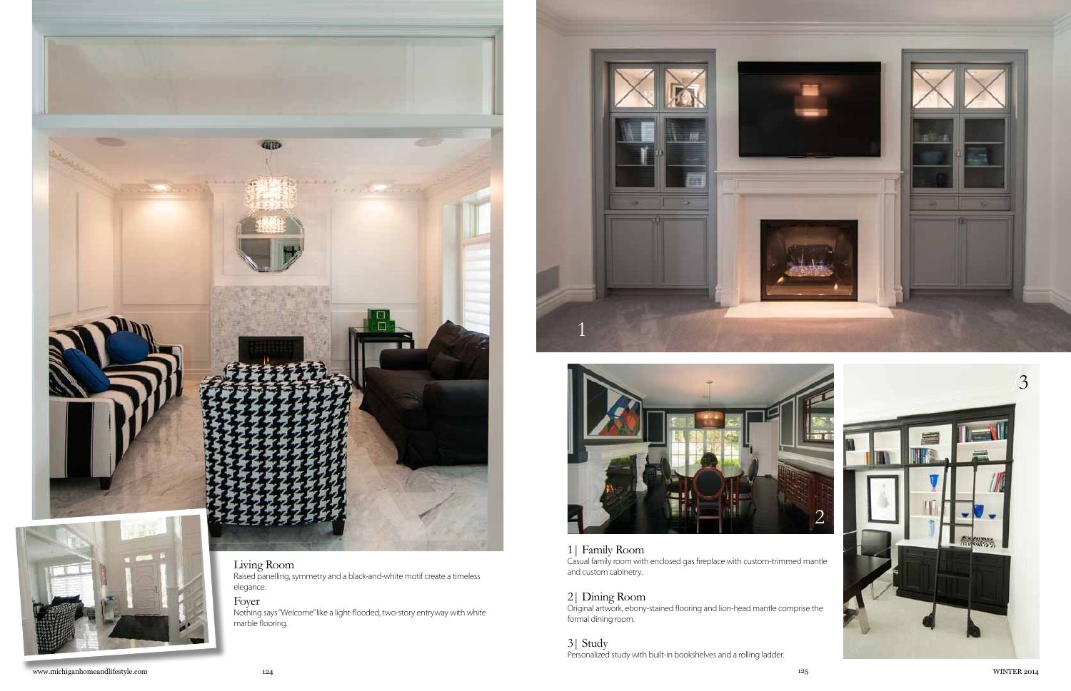Living Room
Raised panelling, symmetry and a black-and-white motif create a timeless elegance.

Foyer
Nothing says "Welcome" like a light-flooded, two-story entryway with white marble flooring.

1| Family Room
Casual family room with enclosed gas fireplace with custom-trimmed mantle and custom cabinetry.

2| Dining Room
Original artwork, ebony-stained flooring and lion-head mantle comprise the formal dining room.

3| Study
Personalized study with built-in bookshelves and a rolling ladder.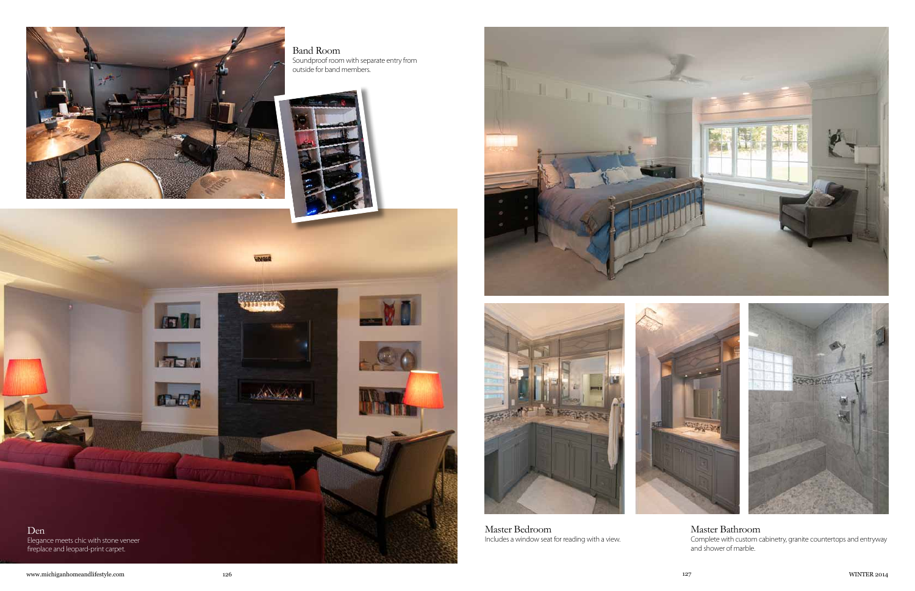Band Room

Soundproof room with separate entry from outside for band members.

Den

Elegance meets chic with stone veneer fireplace and leopard-print carpet.

Master Bedroom

Includes a window seat for reading with a view.

Master Bathroom

Complete with custom cabinetry, granite countertops and entryway and shower of marble.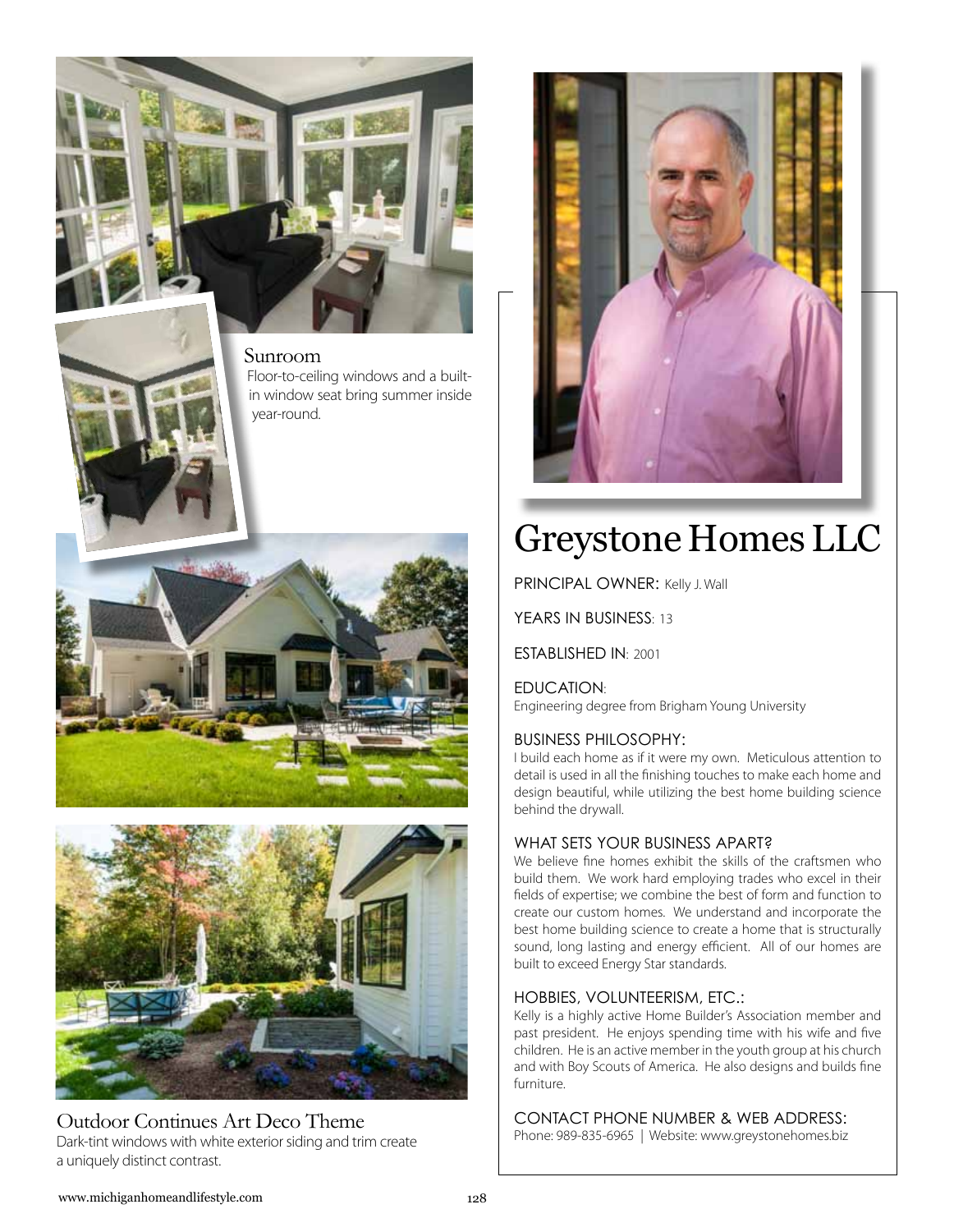### Sunroom

Floor-to-ceiling windows and a built-in window seat bring summer inside year-round.

### Outdoor Continues Art Deco Theme

Dark-tint windows with white exterior siding and trim create a uniquely distinct contrast.

# Greystone Homes LLC

PRINCIPAL OWNER: Kelly J. Wall

YEARS IN BUSINESS: 13

ESTABLISHED IN: 2001

EDUCATION:
Engineering degree from Brigham Young University

BUSINESS PHILOSOPHY:
I build each home as if it were my own. Meticulous attention to detail is used in all the finishing touches to make each home and design beautiful, while utilizing the best home building science behind the drywall.

WHAT SETS YOUR BUSINESS APART?
We believe fine homes exhibit the skills of the craftsmen who build them. We work hard employing trades who excel in their fields of expertise; we combine the best of form and function to create our custom homes. We understand and incorporate the best home building science to create a home that is structurally sound, long lasting and energy efficient. All of our homes are built to exceed Energy Star standards.

HOBBIES, VOLUNTEERISM, ETC.:
Kelly is a highly active Home Builder's Association member and past president. He enjoys spending time with his wife and five children. He is an active member in the youth group at his church and with Boy Scouts of America. He also designs and builds fine furniture.

CONTACT PHONE NUMBER & WEB ADDRESS:
Phone: 989-835-6965 | Website: www.greystonehomes.biz